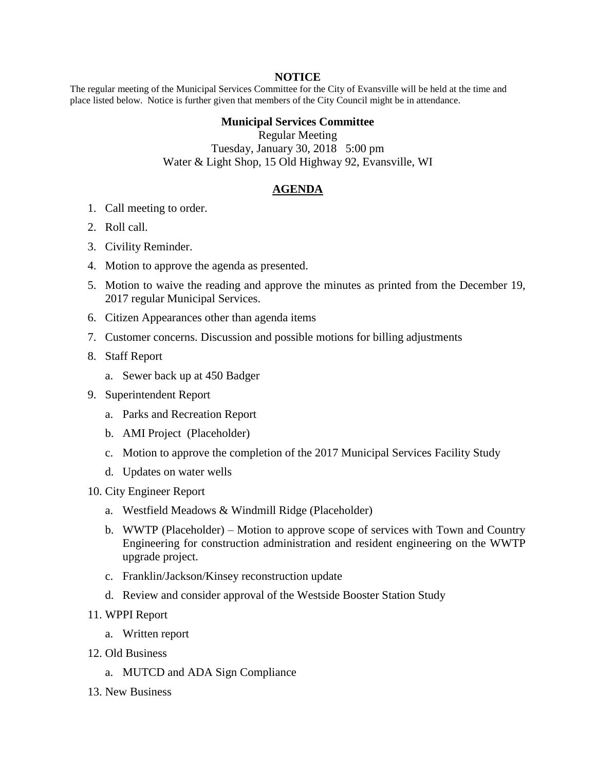**NOTICE**

The regular meeting of the Municipal Services Committee for the City of Evansville will be held at the time and place listed below. Notice is further given that members of the City Council might be in attendance.

**Municipal Services Committee**
Regular Meeting
Tuesday, January 30, 2018 5:00 pm
Water & Light Shop, 15 Old Highway 92, Evansville, WI

## AGENDA

1. Call meeting to order.
2. Roll call.
3. Civility Reminder.
4. Motion to approve the agenda as presented.
5. Motion to waive the reading and approve the minutes as printed from the December 19, 2017 regular Municipal Services.
6. Citizen Appearances other than agenda items
7. Customer concerns. Discussion and possible motions for billing adjustments
8. Staff Report
   a. Sewer back up at 450 Badger
9. Superintendent Report
   a. Parks and Recreation Report
   b. AMI Project (Placeholder)
   c. Motion to approve the completion of the 2017 Municipal Services Facility Study
   d. Updates on water wells
10. City Engineer Report
    a. Westfield Meadows & Windmill Ridge (Placeholder)
    b. WWTP (Placeholder) – Motion to approve scope of services with Town and Country Engineering for construction administration and resident engineering on the WWTP upgrade project.
    c. Franklin/Jackson/Kinsey reconstruction update
    d. Review and consider approval of the Westside Booster Station Study
11. WPPI Report
    a. Written report
12. Old Business
    a. MUTCD and ADA Sign Compliance
13. New Business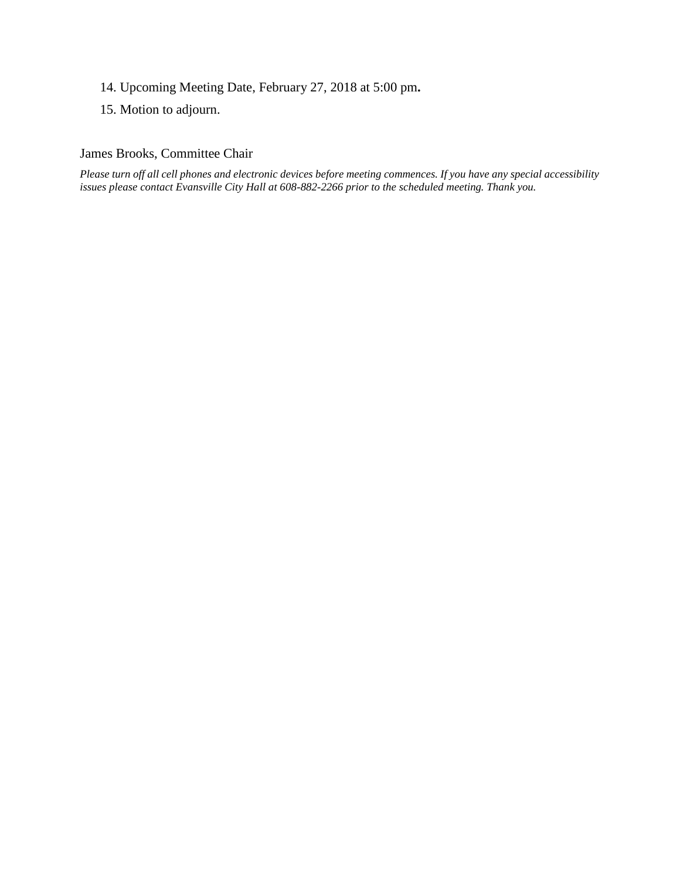14. Upcoming Meeting Date, February 27, 2018 at 5:00 pm**.**
15. Motion to adjourn.

James Brooks, Committee Chair

*Please turn off all cell phones and electronic devices before meeting commences. If you have any special accessibility issues please contact Evansville City Hall at 608-882-2266 prior to the scheduled meeting. Thank you.*